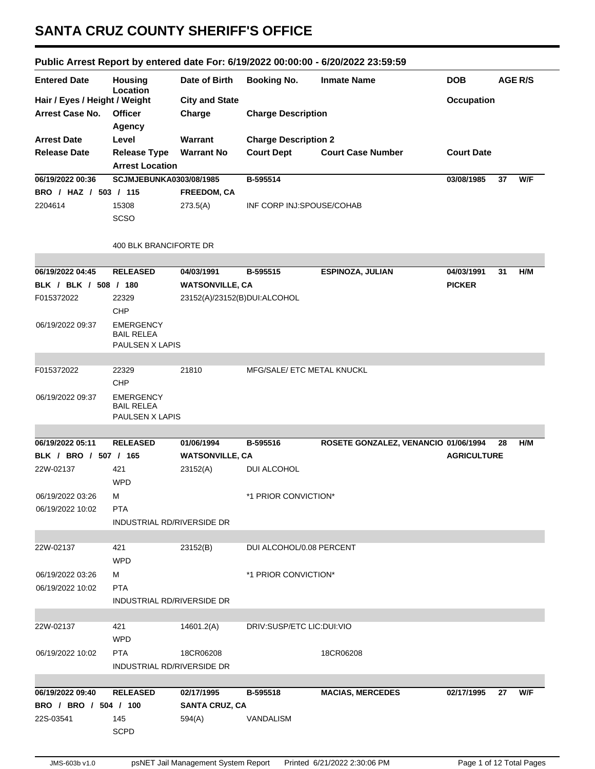# SANTA CRUZ COUNTY SHERIFF'S OFFICE

## Public Arrest Report by entered date For: 6/19/2022 00:00:00 - 6/20/2022 23:59:59

| Entered Date | Housing Location | Date of Birth | Booking No. | Inmate Name | DOB | AGE | R/S |
|---|---|---|---|---|---|---|---|
| Hair / Eyes / Height / Weight | | City and State | | | Occupation | | |
| Arrest Case No. | Officer / Agency | Charge | Charge Description | | | | |
| Arrest Date | Level | Warrant | Charge Description 2 | | | | |
| Release Date | Release Type / Arrest Location | Warrant No | Court Dept | Court Case Number | Court Date | | |
| **06/19/2022 00:36** | **SCJMJEBUNKA03** | **03/08/1985** | **B-595514** | | **03/08/1985** | **37** | **W/F** |
| **BRO / HAZ / 503 / 115** | | **FREEDOM, CA** | | | | | |
| 2204614 | 15308 SCSO | 273.5(A) | INF CORP INJ:SPOUSE/COHAB | | | | |
| | 400 BLK BRANCIFORTE DR | | | | | | |
| **06/19/2022 04:45** | **RELEASED** | **04/03/1991** | **B-595515** | **ESPINOZA, JULIAN** | **04/03/1991** | **31** | **H/M** |
| **BLK / BLK / 508 / 180** | | **WATSONVILLE, CA** | | | **PICKER** | | |
| F015372022 | 22329 CHP | 23152(A)/23152(B) | DUI:ALCOHOL | | | | |
| 06/19/2022 09:37 | EMERGENCY BAIL RELEA PAULSEN X LAPIS | | | | | | |
| F015372022 | 22329 CHP | 21810 | MFG/SALE/ ETC METAL KNUCKL | | | | |
| 06/19/2022 09:37 | EMERGENCY BAIL RELEA PAULSEN X LAPIS | | | | | | |
| **06/19/2022 05:11** | **RELEASED** | **01/06/1994** | **B-595516** | **ROSETE GONZALEZ, VENANCIO** | **01/06/1994** | **28** | **H/M** |
| **BLK / BRO / 507 / 165** | | **WATSONVILLE, CA** | | | **AGRICULTURE** | | |
| 22W-02137 | 421 WPD | 23152(A) | DUI ALCOHOL | | | | |
| 06/19/2022 03:26 | M | | *1 PRIOR CONVICTION* | | | | |
| 06/19/2022 10:02 | PTA INDUSTRIAL RD/RIVERSIDE DR | | | | | | |
| 22W-02137 | 421 WPD | 23152(B) | DUI ALCOHOL/0.08 PERCENT | | | | |
| 06/19/2022 03:26 | M | | *1 PRIOR CONVICTION* | | | | |
| 06/19/2022 10:02 | PTA INDUSTRIAL RD/RIVERSIDE DR | | | | | | |
| 22W-02137 | 421 WPD | 14601.2(A) | DRIV:SUSP/ETC LIC:DUI:VIO | | | | |
| 06/19/2022 10:02 | PTA INDUSTRIAL RD/RIVERSIDE DR | 18CR06208 | | 18CR06208 | | | |
| **06/19/2022 09:40** | **RELEASED** | **02/17/1995** | **B-595518** | **MACIAS, MERCEDES** | **02/17/1995** | **27** | **W/F** |
| **BRO / BRO / 504 / 100** | | **SANTA CRUZ, CA** | | | | | |
| 22S-03541 | 145 SCPD | 594(A) | VANDALISM | | | | |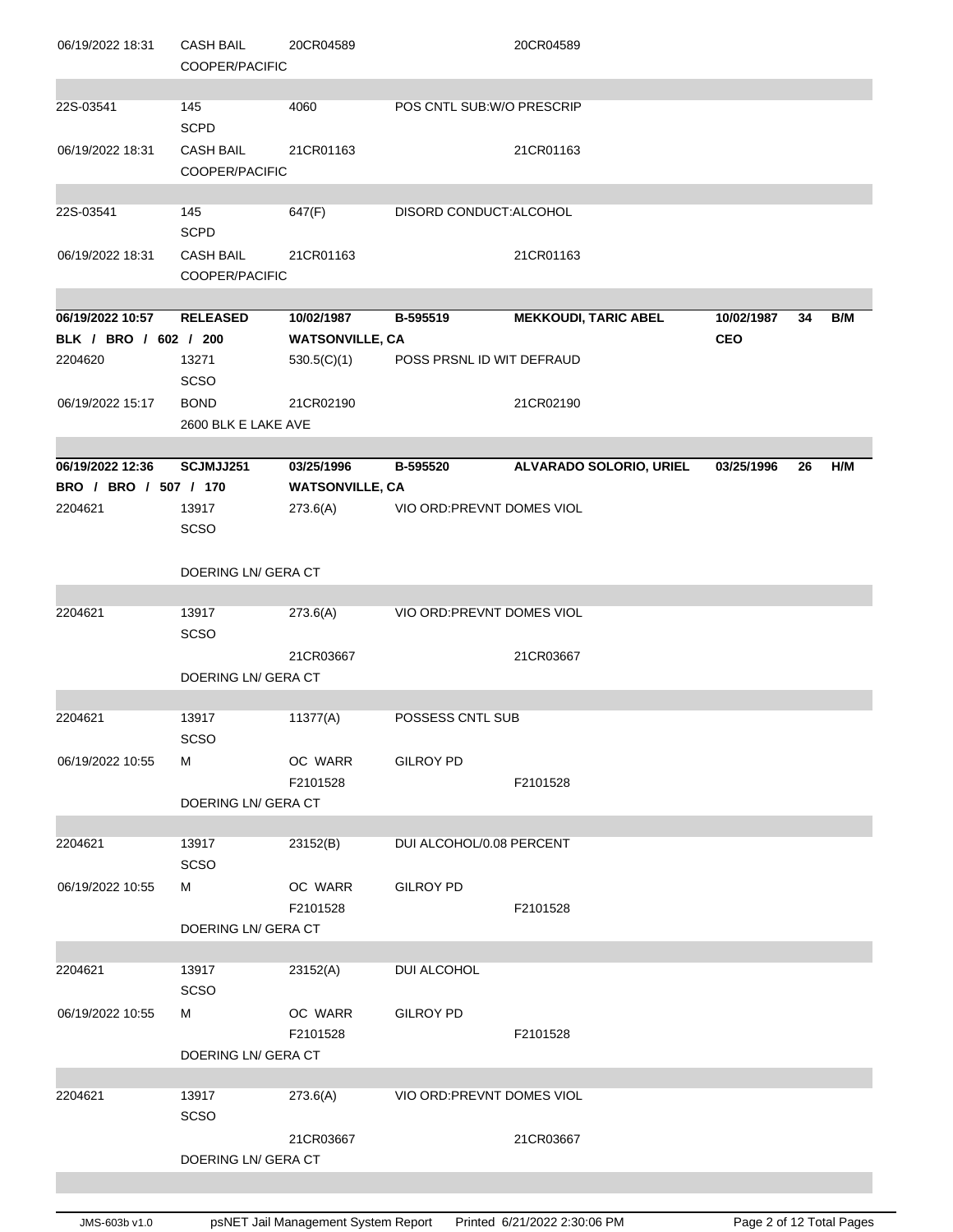| | | | | | | | |
|---|---|---|---|---|---|---|---|
| 06/19/2022 18:31 | CASH BAIL<br>COOPER/PACIFIC | 20CR04589 | | 20CR04589 | | | |
| | | | | | | | |
| 22S-03541 | 145<br>SCPD | 4060 | POS CNTL SUB:W/O PRESCRIP | | | | |
| 06/19/2022 18:31 | CASH BAIL<br>COOPER/PACIFIC | 21CR01163 | | 21CR01163 | | | |
| | | | | | | | |
| 22S-03541 | 145<br>SCPD | 647(F) | DISORD CONDUCT:ALCOHOL | | | | |
| 06/19/2022 18:31 | CASH BAIL<br>COOPER/PACIFIC | 21CR01163 | | 21CR01163 | | | |
| | | | | | | | |
| **06/19/2022 10:57** | **RELEASED** | **10/02/1987** | **B-595519** | **MEKKOUDI, TARIC ABEL** | **10/02/1987** | **34** | **B/M** |
| **BLK / BRO / 602 / 200** | | **WATSONVILLE, CA** | | | **CEO** | | |
| 2204620 | 13271<br>SCSO | 530.5(C)(1) | POSS PRSNL ID WIT DEFRAUD | | | | |
| 06/19/2022 15:17 | BOND<br>2600 BLK E LAKE AVE | 21CR02190 | | 21CR02190 | | | |
| | | | | | | | |
| **06/19/2022 12:36** | **SCJMJJ251** | **03/25/1996** | **B-595520** | **ALVARADO SOLORIO, URIEL** | **03/25/1996** | **26** | **H/M** |
| **BRO / BRO / 507 / 170** | | **WATSONVILLE, CA** | | | | | |
| 2204621 | 13917<br>SCSO | 273.6(A) | VIO ORD:PREVNT DOMES VIOL | | | | |
| | DOERING LN/ GERA CT | | | | | | |
| | | | | | | | |
| 2204621 | 13917<br>SCSO | 273.6(A) | VIO ORD:PREVNT DOMES VIOL | | | | |
| | DOERING LN/ GERA CT | 21CR03667 | | 21CR03667 | | | |
| | | | | | | | |
| 2204621 | 13917<br>SCSO | 11377(A) | POSSESS CNTL SUB | | | | |
| 06/19/2022 10:55 | M<br>DOERING LN/ GERA CT | OC WARR<br>F2101528 | GILROY PD | F2101528 | | | |
| | | | | | | | |
| 2204621 | 13917<br>SCSO | 23152(B) | DUI ALCOHOL/0.08 PERCENT | | | | |
| 06/19/2022 10:55 | M<br>DOERING LN/ GERA CT | OC WARR<br>F2101528 | GILROY PD | F2101528 | | | |
| | | | | | | | |
| 2204621 | 13917<br>SCSO | 23152(A) | DUI ALCOHOL | | | | |
| 06/19/2022 10:55 | M<br>DOERING LN/ GERA CT | OC WARR<br>F2101528 | GILROY PD | F2101528 | | | |
| | | | | | | | |
| 2204621 | 13917<br>SCSO | 273.6(A) | VIO ORD:PREVNT DOMES VIOL | | | | |
| | DOERING LN/ GERA CT | 21CR03667 | | 21CR03667 | | | |

JMS-603b v1.0 psNET Jail Management System Report Printed 6/21/2022 2:30:06 PM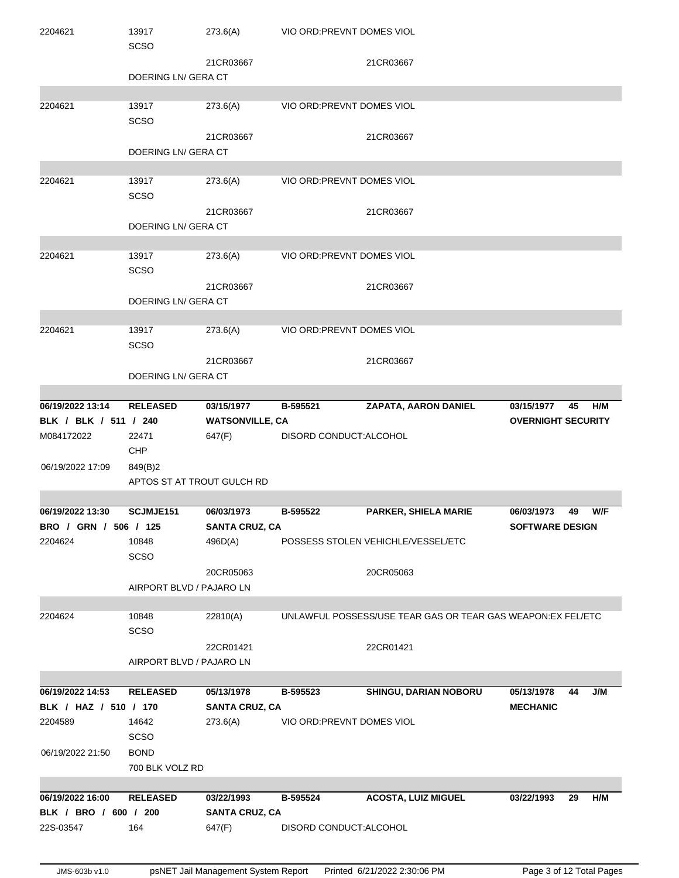| | | | | | | | |
|---|---|---|---|---|---|---|---|
| 2204621 | 13917 SCSO | 273.6(A) | VIO ORD:PREVNT DOMES VIOL | | | | |
| | | 21CR03667 | | 21CR03667 | | | |
| | DOERING LN/ GERA CT | | | | | | |
| 2204621 | 13917 SCSO | 273.6(A) | VIO ORD:PREVNT DOMES VIOL | | | | |
| | | 21CR03667 | | 21CR03667 | | | |
| | DOERING LN/ GERA CT | | | | | | |
| 2204621 | 13917 SCSO | 273.6(A) | VIO ORD:PREVNT DOMES VIOL | | | | |
| | | 21CR03667 | | 21CR03667 | | | |
| | DOERING LN/ GERA CT | | | | | | |
| 2204621 | 13917 SCSO | 273.6(A) | VIO ORD:PREVNT DOMES VIOL | | | | |
| | | 21CR03667 | | 21CR03667 | | | |
| | DOERING LN/ GERA CT | | | | | | |
| 2204621 | 13917 SCSO | 273.6(A) | VIO ORD:PREVNT DOMES VIOL | | | | |
| | | 21CR03667 | | 21CR03667 | | | |
| | DOERING LN/ GERA CT | | | | | | |
| **06/19/2022 13:14** | **RELEASED** | **03/15/1977** | **B-595521** | **ZAPATA, AARON DANIEL** | **03/15/1977** | **45** | **H/M** |
| **BLK / BLK / 511 / 240** | | **WATSONVILLE, CA** | | | **OVERNIGHT SECURITY** | | |
| M084172022 | 22471 CHP | 647(F) | DISORD CONDUCT:ALCOHOL | | | | |
| 06/19/2022 17:09 | 849(B)2 | | | | | | |
| | APTOS ST AT TROUT GULCH RD | | | | | | |
| **06/19/2022 13:30** | **SCJMJE151** | **06/03/1973** | **B-595522** | **PARKER, SHIELA MARIE** | **06/03/1973** | **49** | **W/F** |
| **BRO / GRN / 506 / 125** | | **SANTA CRUZ, CA** | | | **SOFTWARE DESIGN** | | |
| 2204624 | 10848 SCSO | 496D(A) | POSSESS STOLEN VEHICHLE/VESSEL/ETC | | | | |
| | | 20CR05063 | | 20CR05063 | | | |
| | AIRPORT BLVD / PAJARO LN | | | | | | |
| 2204624 | 10848 SCSO | 22810(A) | UNLAWFUL POSSESS/USE TEAR GAS OR TEAR GAS WEAPON:EX FEL/ETC | | | | |
| | | 22CR01421 | | 22CR01421 | | | |
| | AIRPORT BLVD / PAJARO LN | | | | | | |
| **06/19/2022 14:53** | **RELEASED** | **05/13/1978** | **B-595523** | **SHINGU, DARIAN NOBORU** | **05/13/1978** | **44** | **J/M** |
| **BLK / HAZ / 510 / 170** | | **SANTA CRUZ, CA** | | | **MECHANIC** | | |
| 2204589 | 14642 SCSO | 273.6(A) | VIO ORD:PREVNT DOMES VIOL | | | | |
| 06/19/2022 21:50 | BOND | | | | | | |
| | 700 BLK VOLZ RD | | | | | | |
| **06/19/2022 16:00** | **RELEASED** | **03/22/1993** | **B-595524** | **ACOSTA, LUIZ MIGUEL** | **03/22/1993** | **29** | **H/M** |
| **BLK / BRO / 600 / 200** | | **SANTA CRUZ, CA** | | | | | |
| 22S-03547 | 164 | 647(F) | DISORD CONDUCT:ALCOHOL | | | | |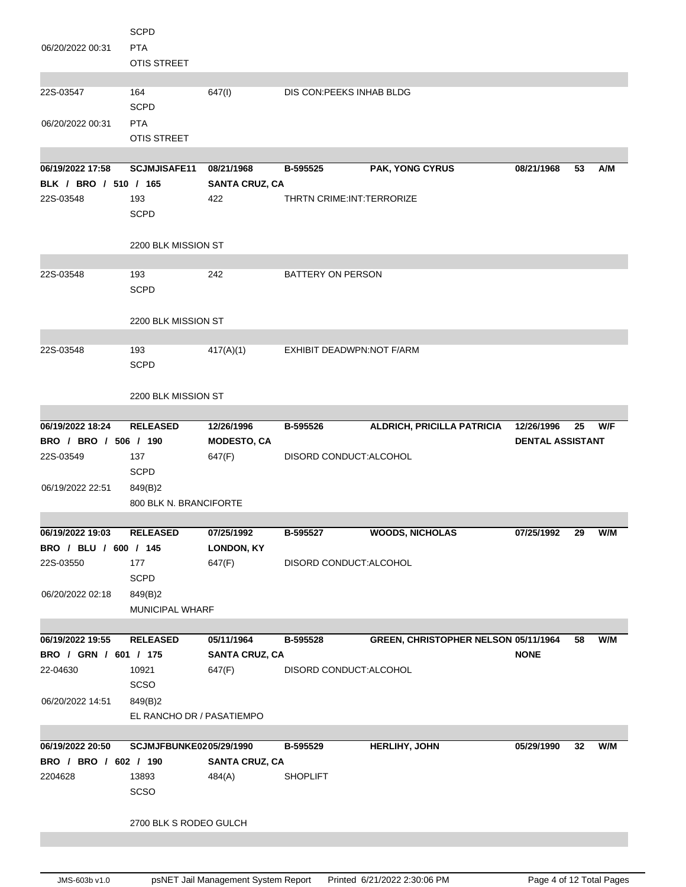| | | | | | | | |
|---|---|---|---|---|---|---|---|
| | SCPD | | | | | | |
| 06/20/2022 00:31 | PTA | | | | | | |
| | OTIS STREET | | | | | | |
| 22S-03547 | 164 | 647(I) | DIS CON:PEEKS INHAB BLDG | | | | |
| | SCPD | | | | | | |
| 06/20/2022 00:31 | PTA | | | | | | |
| | OTIS STREET | | | | | | |
| **06/19/2022 17:58** | **SCJMJISAFE11** | **08/21/1968** | **B-595525** | **PAK, YONG CYRUS** | **08/21/1968** | **53** | **A/M** |
| **BLK / BRO / 510 / 165** | | **SANTA CRUZ, CA** | | | | | |
| 22S-03548 | 193 | 422 | THRTN CRIME:INT:TERRORIZE | | | | |
| | SCPD | | | | | | |
| | 2200 BLK MISSION ST | | | | | | |
| 22S-03548 | 193 | 242 | BATTERY ON PERSON | | | | |
| | SCPD | | | | | | |
| | 2200 BLK MISSION ST | | | | | | |
| 22S-03548 | 193 | 417(A)(1) | EXHIBIT DEADWPN:NOT F/ARM | | | | |
| | SCPD | | | | | | |
| | 2200 BLK MISSION ST | | | | | | |
| **06/19/2022 18:24** | **RELEASED** | **12/26/1996** | **B-595526** | **ALDRICH, PRICILLA PATRICIA** | **12/26/1996** | **25** | **W/F** |
| **BRO / BRO / 506 / 190** | | **MODESTO, CA** | | | **DENTAL ASSISTANT** | | |
| 22S-03549 | 137 | 647(F) | DISORD CONDUCT:ALCOHOL | | | | |
| | SCPD | | | | | | |
| 06/19/2022 22:51 | 849(B)2 | | | | | | |
| | 800 BLK N. BRANCIFORTE | | | | | | |
| **06/19/2022 19:03** | **RELEASED** | **07/25/1992** | **B-595527** | **WOODS, NICHOLAS** | **07/25/1992** | **29** | **W/M** |
| **BRO / BLU / 600 / 145** | | **LONDON, KY** | | | | | |
| 22S-03550 | 177 | 647(F) | DISORD CONDUCT:ALCOHOL | | | | |
| | SCPD | | | | | | |
| 06/20/2022 02:18 | 849(B)2 | | | | | | |
| | MUNICIPAL WHARF | | | | | | |
| **06/19/2022 19:55** | **RELEASED** | **05/11/1964** | **B-595528** | **GREEN, CHRISTOPHER NELSON** | **05/11/1964** | **58** | **W/M** |
| **BRO / GRN / 601 / 175** | | **SANTA CRUZ, CA** | | | **NONE** | | |
| 22-04630 | 10921 | 647(F) | DISORD CONDUCT:ALCOHOL | | | | |
| | SCSO | | | | | | |
| 06/20/2022 14:51 | 849(B)2 | | | | | | |
| | EL RANCHO DR / PASATIEMPO | | | | | | |
| **06/19/2022 20:50** | **SCJMJFBUNKE02** | **05/29/1990** | **B-595529** | **HERLIHY, JOHN** | **05/29/1990** | **32** | **W/M** |
| **BRO / BRO / 602 / 190** | | **SANTA CRUZ, CA** | | | | | |
| 2204628 | 13893 | 484(A) | SHOPLIFT | | | | |
| | SCSO | | | | | | |
| | 2700 BLK S RODEO GULCH | | | | | | |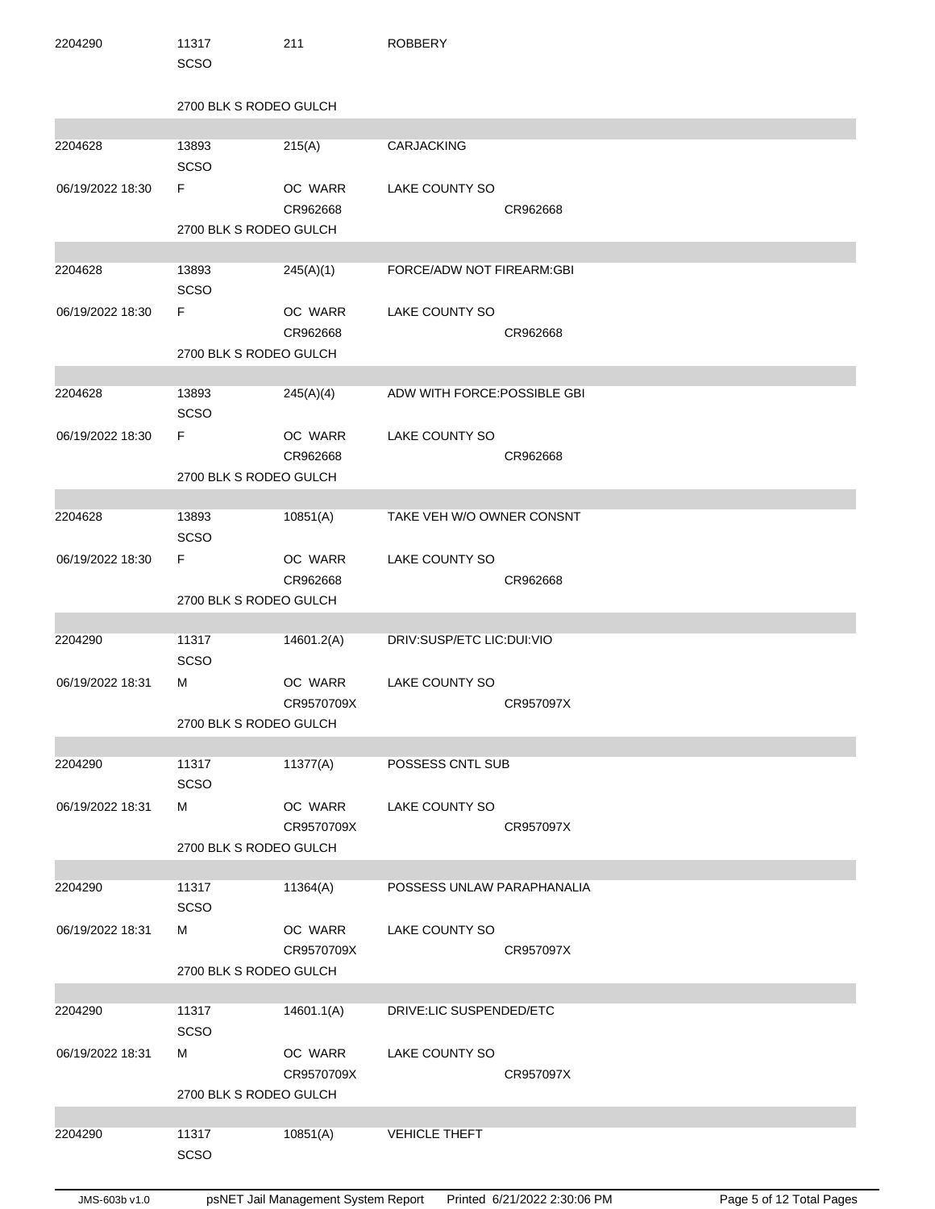| | | | | |
|---|---|---|---|---|
| 2204290 | 11317<br>SCSO | 211 | ROBBERY | |
| | 2700 BLK S RODEO GULCH | | | |
| 2204628 | 13893<br>SCSO | 215(A) | CARJACKING | |
| 06/19/2022 18:30 | F | OC WARR<br>CR962668 | LAKE COUNTY SO | CR962668 |
| | 2700 BLK S RODEO GULCH | | | |
| 2204628 | 13893<br>SCSO | 245(A)(1) | FORCE/ADW NOT FIREARM:GBI | |
| 06/19/2022 18:30 | F | OC WARR<br>CR962668 | LAKE COUNTY SO | CR962668 |
| | 2700 BLK S RODEO GULCH | | | |
| 2204628 | 13893<br>SCSO | 245(A)(4) | ADW WITH FORCE:POSSIBLE GBI | |
| 06/19/2022 18:30 | F | OC WARR<br>CR962668 | LAKE COUNTY SO | CR962668 |
| | 2700 BLK S RODEO GULCH | | | |
| 2204628 | 13893<br>SCSO | 10851(A) | TAKE VEH W/O OWNER CONSNT | |
| 06/19/2022 18:30 | F | OC WARR<br>CR962668 | LAKE COUNTY SO | CR962668 |
| | 2700 BLK S RODEO GULCH | | | |
| 2204290 | 11317<br>SCSO | 14601.2(A) | DRIV:SUSP/ETC LIC:DUI:VIO | |
| 06/19/2022 18:31 | M | OC WARR<br>CR9570709X | LAKE COUNTY SO | CR957097X |
| | 2700 BLK S RODEO GULCH | | | |
| 2204290 | 11317<br>SCSO | 11377(A) | POSSESS CNTL SUB | |
| 06/19/2022 18:31 | M | OC WARR<br>CR9570709X | LAKE COUNTY SO | CR957097X |
| | 2700 BLK S RODEO GULCH | | | |
| 2204290 | 11317<br>SCSO | 11364(A) | POSSESS UNLAW PARAPHANALIA | |
| 06/19/2022 18:31 | M | OC WARR<br>CR9570709X | LAKE COUNTY SO | CR957097X |
| | 2700 BLK S RODEO GULCH | | | |
| 2204290 | 11317<br>SCSO | 14601.1(A) | DRIVE:LIC SUSPENDED/ETC | |
| 06/19/2022 18:31 | M | OC WARR<br>CR9570709X | LAKE COUNTY SO | CR957097X |
| | 2700 BLK S RODEO GULCH | | | |
| 2204290 | 11317<br>SCSO | 10851(A) | VEHICLE THEFT | |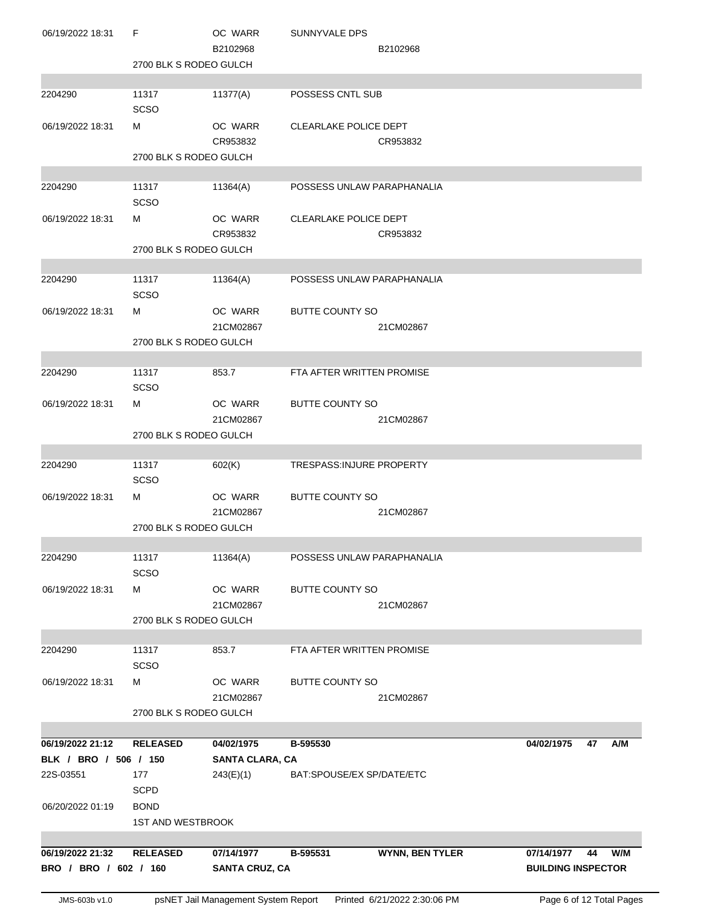| | | | | | | |
|---|---|---|---|---|---|---|
| 06/19/2022 18:31 | F | OC WARR | SUNNYVALE DPS | | | |
| | | B2102968 | | B2102968 | | |
| | 2700 BLK S RODEO GULCH | | | | | |
| 2204290 | 11317 | 11377(A) | POSSESS CNTL SUB | | | |
| | SCSO | | | | | |
| 06/19/2022 18:31 | M | OC WARR | CLEARLAKE POLICE DEPT | | | |
| | | CR953832 | | CR953832 | | |
| | 2700 BLK S RODEO GULCH | | | | | |
| 2204290 | 11317 | 11364(A) | POSSESS UNLAW PARAPHANALIA | | | |
| | SCSO | | | | | |
| 06/19/2022 18:31 | M | OC WARR | CLEARLAKE POLICE DEPT | | | |
| | | CR953832 | | CR953832 | | |
| | 2700 BLK S RODEO GULCH | | | | | |
| 2204290 | 11317 | 11364(A) | POSSESS UNLAW PARAPHANALIA | | | |
| | SCSO | | | | | |
| 06/19/2022 18:31 | M | OC WARR | BUTTE COUNTY SO | | | |
| | | 21CM02867 | | 21CM02867 | | |
| | 2700 BLK S RODEO GULCH | | | | | |
| 2204290 | 11317 | 853.7 | FTA AFTER WRITTEN PROMISE | | | |
| | SCSO | | | | | |
| 06/19/2022 18:31 | M | OC WARR | BUTTE COUNTY SO | | | |
| | | 21CM02867 | | 21CM02867 | | |
| | 2700 BLK S RODEO GULCH | | | | | |
| 2204290 | 11317 | 602(K) | TRESPASS:INJURE PROPERTY | | | |
| | SCSO | | | | | |
| 06/19/2022 18:31 | M | OC WARR | BUTTE COUNTY SO | | | |
| | | 21CM02867 | | 21CM02867 | | |
| | 2700 BLK S RODEO GULCH | | | | | |
| 2204290 | 11317 | 11364(A) | POSSESS UNLAW PARAPHANALIA | | | |
| | SCSO | | | | | |
| 06/19/2022 18:31 | M | OC WARR | BUTTE COUNTY SO | | | |
| | | 21CM02867 | | 21CM02867 | | |
| | 2700 BLK S RODEO GULCH | | | | | |
| 2204290 | 11317 | 853.7 | FTA AFTER WRITTEN PROMISE | | | |
| | SCSO | | | | | |
| 06/19/2022 18:31 | M | OC WARR | BUTTE COUNTY SO | | | |
| | | 21CM02867 | | 21CM02867 | | |
| | 2700 BLK S RODEO GULCH | | | | | |
| **06/19/2022 21:12** | **RELEASED** | **04/02/1975** | **B-595530** | | **04/02/1975** | **47 A/M** |
| **BLK / BRO / 506 / 150** | | **SANTA CLARA, CA** | | | | |
| 22S-03551 | 177 | 243(E)(1) | BAT:SPOUSE/EX SP/DATE/ETC | | | |
| | SCPD | | | | | |
| 06/20/2022 01:19 | BOND | | | | | |
| | 1ST AND WESTBROOK | | | | | |
| **06/19/2022 21:32** | **RELEASED** | **07/14/1977** | **B-595531** | **WYNN, BEN TYLER** | **07/14/1977** | **44 W/M** |
| **BRO / BRO / 602 / 160** | | **SANTA CRUZ, CA** | | | **BUILDING INSPECTOR** | |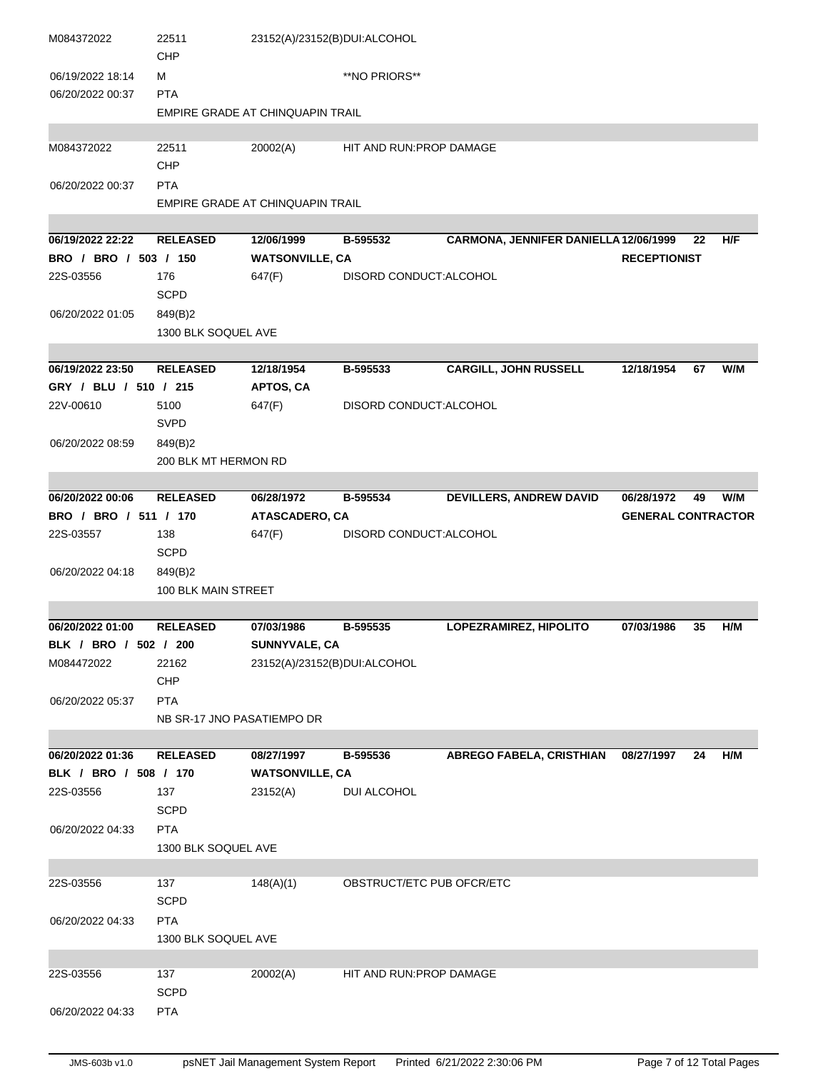| | | | | | | | |
|---|---|---|---|---|---|---|---|
| M084372022 | 22511<br>CHP | 23152(A)/23152(B)DUI:ALCOHOL | | | | | |
| 06/19/2022 18:14 | M | | **NO PRIORS** | | | | |
| 06/20/2022 00:37 | PTA | | | | | | |
| | EMPIRE GRADE AT CHINQUAPIN TRAIL | | | | | | |
| M084372022 | 22511<br>CHP | 20002(A) | HIT AND RUN:PROP DAMAGE | | | | |
| 06/20/2022 00:37 | PTA | | | | | | |
| | EMPIRE GRADE AT CHINQUAPIN TRAIL | | | | | | |
| **06/19/2022 22:22** | **RELEASED** | **12/06/1999** | **B-595532** | **CARMONA, JENNIFER DANIELLA** | **12/06/1999** | **22** | **H/F** |
| **BRO / BRO / 503 / 150** | | **WATSONVILLE, CA** | | | **RECEPTIONIST** | | |
| 22S-03556 | 176<br>SCPD | 647(F) | DISORD CONDUCT:ALCOHOL | | | | |
| 06/20/2022 01:05 | 849(B)2 | | | | | | |
| | 1300 BLK SOQUEL AVE | | | | | | |
| **06/19/2022 23:50** | **RELEASED** | **12/18/1954** | **B-595533** | **CARGILL, JOHN RUSSELL** | **12/18/1954** | **67** | **W/M** |
| **GRY / BLU / 510 / 215** | | **APTOS, CA** | | | | | |
| 22V-00610 | 5100<br>SVPD | 647(F) | DISORD CONDUCT:ALCOHOL | | | | |
| 06/20/2022 08:59 | 849(B)2 | | | | | | |
| | 200 BLK MT HERMON RD | | | | | | |
| **06/20/2022 00:06** | **RELEASED** | **06/28/1972** | **B-595534** | **DEVILLERS, ANDREW DAVID** | **06/28/1972** | **49** | **W/M** |
| **BRO / BRO / 511 / 170** | | **ATASCADERO, CA** | | | **GENERAL CONTRACTOR** | | |
| 22S-03557 | 138<br>SCPD | 647(F) | DISORD CONDUCT:ALCOHOL | | | | |
| 06/20/2022 04:18 | 849(B)2 | | | | | | |
| | 100 BLK MAIN STREET | | | | | | |
| **06/20/2022 01:00** | **RELEASED** | **07/03/1986** | **B-595535** | **LOPEZRAMIREZ, HIPOLITO** | **07/03/1986** | **35** | **H/M** |
| **BLK / BRO / 502 / 200** | | **SUNNYVALE, CA** | | | | | |
| M084472022 | 22162<br>CHP | 23152(A)/23152(B)DUI:ALCOHOL | | | | | |
| 06/20/2022 05:37 | PTA | | | | | | |
| | NB SR-17 JNO PASATIEMPO DR | | | | | | |
| **06/20/2022 01:36** | **RELEASED** | **08/27/1997** | **B-595536** | **ABREGO FABELA, CRISTHIAN** | **08/27/1997** | **24** | **H/M** |
| **BLK / BRO / 508 / 170** | | **WATSONVILLE, CA** | | | | | |
| 22S-03556 | 137<br>SCPD | 23152(A) | DUI ALCOHOL | | | | |
| 06/20/2022 04:33 | PTA | | | | | | |
| | 1300 BLK SOQUEL AVE | | | | | | |
| 22S-03556 | 137<br>SCPD | 148(A)(1) | OBSTRUCT/ETC PUB OFCR/ETC | | | | |
| 06/20/2022 04:33 | PTA | | | | | | |
| | 1300 BLK SOQUEL AVE | | | | | | |
| 22S-03556 | 137<br>SCPD | 20002(A) | HIT AND RUN:PROP DAMAGE | | | | |
| 06/20/2022 04:33 | PTA | | | | | | |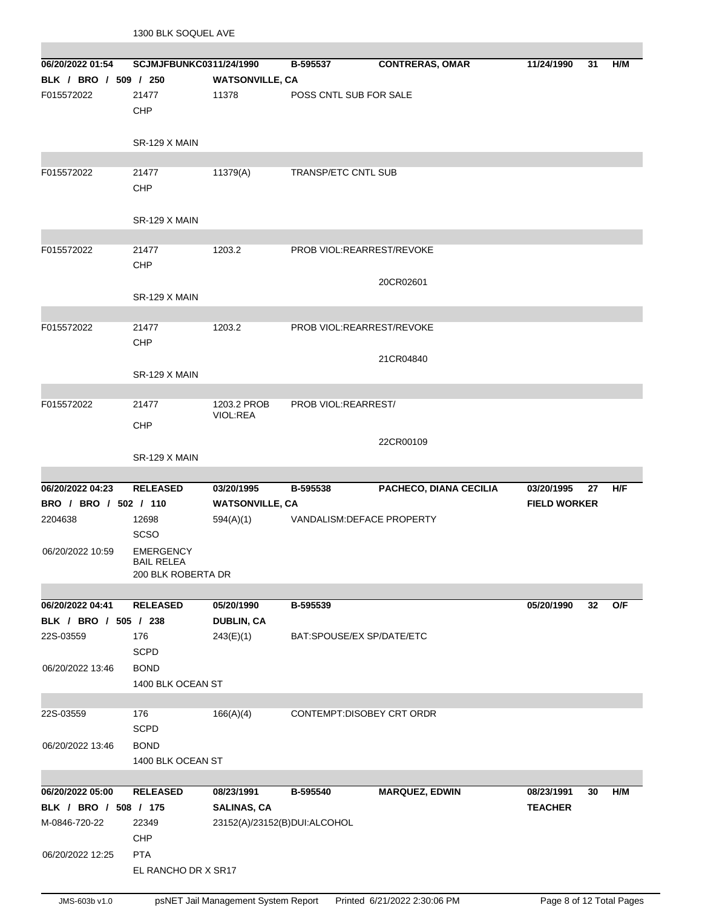1300 BLK SOQUEL AVE

| | | | | | | | |
|---|---|---|---|---|---|---|---|
| **06/20/2022 01:54** | **SCJMJFBUNKC0311/24/1990** | | **B-595537** | **CONTRERAS, OMAR** | **11/24/1990** | **31** | **H/M** |
| **BLK / BRO / 509 / 250** | | **WATSONVILLE, CA** | | | | | |
| F015572022 | 21477<br>CHP<br><br>SR-129 X MAIN | 11378 | POSS CNTL SUB FOR SALE | | | | |
| F015572022 | 21477<br>CHP<br><br>SR-129 X MAIN | 11379(A) | TRANSP/ETC CNTL SUB | | | | |
| F015572022 | 21477<br>CHP<br><br>SR-129 X MAIN | 1203.2 | PROB VIOL:REARREST/REVOKE | 20CR02601 | | | |
| F015572022 | 21477<br>CHP<br><br>SR-129 X MAIN | 1203.2 | PROB VIOL:REARREST/REVOKE | 21CR04840 | | | |
| F015572022 | 21477<br>CHP<br><br>SR-129 X MAIN | 1203.2 PROB VIOL:REA | PROB VIOL:REARREST/ | 22CR00109 | | | |
| **06/20/2022 04:23** | **RELEASED** | **03/20/1995** | **B-595538** | **PACHECO, DIANA CECILIA** | **03/20/1995** | **27** | **H/F** |
| **BRO / BRO / 502 / 110** | | **WATSONVILLE, CA** | | | **FIELD WORKER** | | |
| 2204638 | 12698<br>SCSO | 594(A)(1) | VANDALISM:DEFACE PROPERTY | | | | |
| 06/20/2022 10:59 | EMERGENCY BAIL RELEA<br>200 BLK ROBERTA DR | | | | | | |
| **06/20/2022 04:41** | **RELEASED** | **05/20/1990** | **B-595539** | | **05/20/1990** | **32** | **O/F** |
| **BLK / BRO / 505 / 238** | | **DUBLIN, CA** | | | | | |
| 22S-03559 | 176<br>SCPD | 243(E)(1) | BAT:SPOUSE/EX SP/DATE/ETC | | | | |
| 06/20/2022 13:46 | BOND<br>1400 BLK OCEAN ST | | | | | | |
| 22S-03559 | 176<br>SCPD | 166(A)(4) | CONTEMPT:DISOBEY CRT ORDR | | | | |
| 06/20/2022 13:46 | BOND<br>1400 BLK OCEAN ST | | | | | | |
| **06/20/2022 05:00** | **RELEASED** | **08/23/1991** | **B-595540** | **MARQUEZ, EDWIN** | **08/23/1991** | **30** | **H/M** |
| **BLK / BRO / 508 / 175** | | **SALINAS, CA** | | | **TEACHER** | | |
| M-0846-720-22 | 22349<br>CHP | 23152(A)/23152(B)DUI:ALCOHOL | | | | | |
| 06/20/2022 12:25 | PTA<br>EL RANCHO DR X SR17 | | | | | | |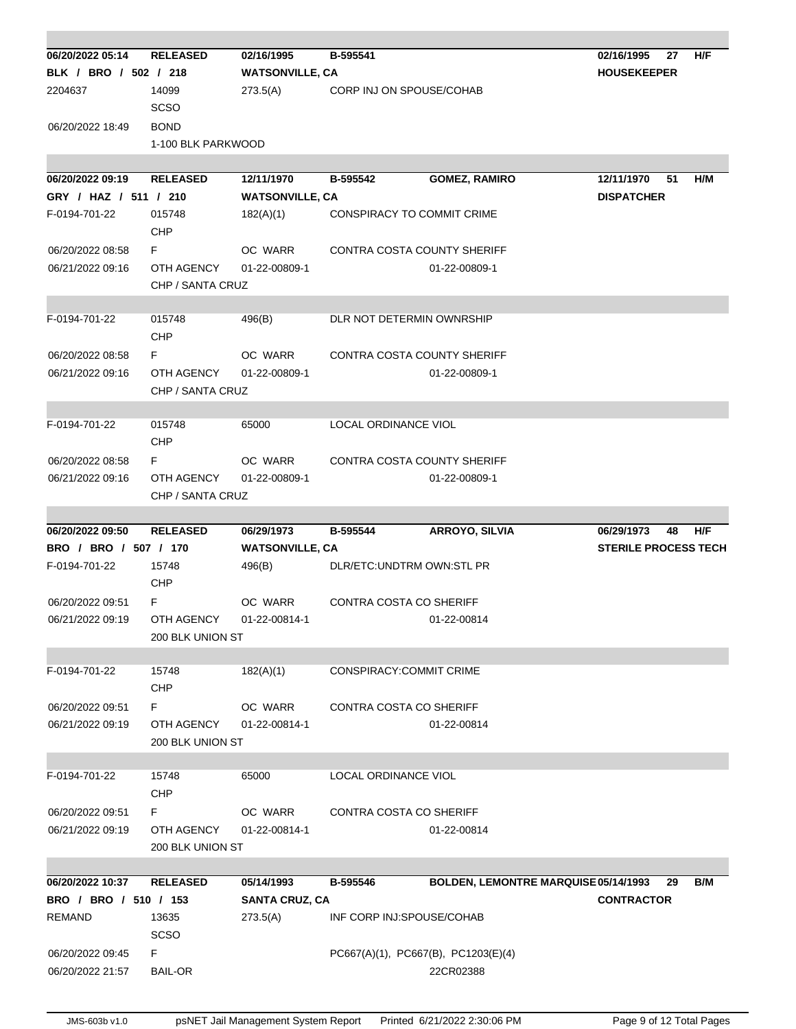| | | | | | | |
|---|---|---|---|---|---|---|
| **06/20/2022 05:14** | **RELEASED** | **02/16/1995** | **B-595541** | | **02/16/1995 27** | **H/F** |
| **BLK / BRO / 502 / 218** | | **WATSONVILLE, CA** | | | **HOUSEKEEPER** | |
| 2204637 | 14099<br>SCSO | 273.5(A) | CORP INJ ON SPOUSE/COHAB | | | |
| 06/20/2022 18:49 | BOND | | | | | |
| | 1-100 BLK PARKWOOD | | | | | |
| **06/20/2022 09:19** | **RELEASED** | **12/11/1970** | **B-595542** | **GOMEZ, RAMIRO** | **12/11/1970 51** | **H/M** |
| **GRY / HAZ / 511 / 210** | | **WATSONVILLE, CA** | | | **DISPATCHER** | |
| F-0194-701-22 | 015748<br>CHP | 182(A)(1) | CONSPIRACY TO COMMIT CRIME | | | |
| 06/20/2022 08:58 | F | OC WARR | CONTRA COSTA COUNTY SHERIFF | | | |
| 06/21/2022 09:16 | OTH AGENCY | 01-22-00809-1 | | 01-22-00809-1 | | |
| | CHP / SANTA CRUZ | | | | | |
| F-0194-701-22 | 015748<br>CHP | 496(B) | DLR NOT DETERMIN OWNRSHIP | | | |
| 06/20/2022 08:58 | F | OC WARR | CONTRA COSTA COUNTY SHERIFF | | | |
| 06/21/2022 09:16 | OTH AGENCY | 01-22-00809-1 | | 01-22-00809-1 | | |
| | CHP / SANTA CRUZ | | | | | |
| F-0194-701-22 | 015748<br>CHP | 65000 | LOCAL ORDINANCE VIOL | | | |
| 06/20/2022 08:58 | F | OC WARR | CONTRA COSTA COUNTY SHERIFF | | | |
| 06/21/2022 09:16 | OTH AGENCY | 01-22-00809-1 | | 01-22-00809-1 | | |
| | CHP / SANTA CRUZ | | | | | |
| **06/20/2022 09:50** | **RELEASED** | **06/29/1973** | **B-595544** | **ARROYO, SILVIA** | **06/29/1973 48** | **H/F** |
| **BRO / BRO / 507 / 170** | | **WATSONVILLE, CA** | | | **STERILE PROCESS TECH** | |
| F-0194-701-22 | 15748<br>CHP | 496(B) | DLR/ETC:UNDTRM OWN:STL PR | | | |
| 06/20/2022 09:51 | F | OC WARR | CONTRA COSTA CO SHERIFF | | | |
| 06/21/2022 09:19 | OTH AGENCY | 01-22-00814-1 | | 01-22-00814 | | |
| | 200 BLK UNION ST | | | | | |
| F-0194-701-22 | 15748<br>CHP | 182(A)(1) | CONSPIRACY:COMMIT CRIME | | | |
| 06/20/2022 09:51 | F | OC WARR | CONTRA COSTA CO SHERIFF | | | |
| 06/21/2022 09:19 | OTH AGENCY | 01-22-00814-1 | | 01-22-00814 | | |
| | 200 BLK UNION ST | | | | | |
| F-0194-701-22 | 15748<br>CHP | 65000 | LOCAL ORDINANCE VIOL | | | |
| 06/20/2022 09:51 | F | OC WARR | CONTRA COSTA CO SHERIFF | | | |
| 06/21/2022 09:19 | OTH AGENCY | 01-22-00814-1 | | 01-22-00814 | | |
| | 200 BLK UNION ST | | | | | |
| **06/20/2022 10:37** | **RELEASED** | **05/14/1993** | **B-595546** | **BOLDEN, LEMONTRE MARQUISE** | **05/14/1993 29** | **B/M** |
| **BRO / BRO / 510 / 153** | | **SANTA CRUZ, CA** | | | **CONTRACTOR** | |
| REMAND | 13635<br>SCSO | 273.5(A) | INF CORP INJ:SPOUSE/COHAB | | | |
| 06/20/2022 09:45 | F | | PC667(A)(1), PC667(B), PC1203(E)(4) | | | |
| 06/20/2022 21:57 | BAIL-OR | | | 22CR02388 | | |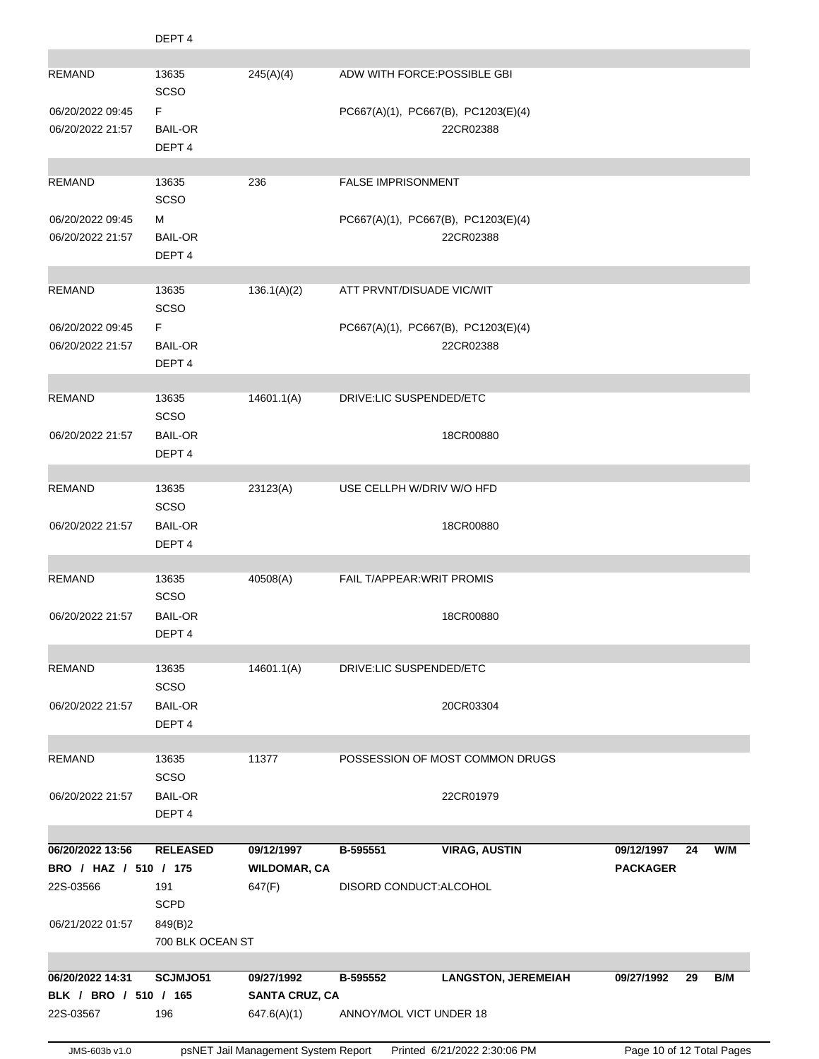| | DEPT 4 | | | | | | |
|---|---|---|---|---|---|---|---|
| REMAND | 13635<br>SCSO | 245(A)(4) | ADW WITH FORCE:POSSIBLE GBI | | | | |
| 06/20/2022 09:45 | F | | PC667(A)(1), PC667(B), PC1203(E)(4) | | | | |
| 06/20/2022 21:57 | BAIL-OR<br>DEPT 4 | | 22CR02388 | | | | |
| REMAND | 13635<br>SCSO | 236 | FALSE IMPRISONMENT | | | | |
| 06/20/2022 09:45 | M | | PC667(A)(1), PC667(B), PC1203(E)(4) | | | | |
| 06/20/2022 21:57 | BAIL-OR<br>DEPT 4 | | 22CR02388 | | | | |
| REMAND | 13635<br>SCSO | 136.1(A)(2) | ATT PRVNT/DISUADE VIC/WIT | | | | |
| 06/20/2022 09:45 | F | | PC667(A)(1), PC667(B), PC1203(E)(4) | | | | |
| 06/20/2022 21:57 | BAIL-OR<br>DEPT 4 | | 22CR02388 | | | | |
| REMAND | 13635<br>SCSO | 14601.1(A) | DRIVE:LIC SUSPENDED/ETC | | | | |
| 06/20/2022 21:57 | BAIL-OR<br>DEPT 4 | | 18CR00880 | | | | |
| REMAND | 13635<br>SCSO | 23123(A) | USE CELLPH W/DRIV W/O HFD | | | | |
| 06/20/2022 21:57 | BAIL-OR<br>DEPT 4 | | 18CR00880 | | | | |
| REMAND | 13635<br>SCSO | 40508(A) | FAIL T/APPEAR:WRIT PROMIS | | | | |
| 06/20/2022 21:57 | BAIL-OR<br>DEPT 4 | | 18CR00880 | | | | |
| REMAND | 13635<br>SCSO | 14601.1(A) | DRIVE:LIC SUSPENDED/ETC | | | | |
| 06/20/2022 21:57 | BAIL-OR<br>DEPT 4 | | 20CR03304 | | | | |
| REMAND | 13635<br>SCSO | 11377 | POSSESSION OF MOST COMMON DRUGS | | | | |
| 06/20/2022 21:57 | BAIL-OR<br>DEPT 4 | | 22CR01979 | | | | |
| **06/20/2022 13:56** | **RELEASED** | **09/12/1997** | **B-595551** | **VIRAG, AUSTIN** | **09/12/1997** | **24** | **W/M** |
| **BRO / HAZ / 510 / 175** | | **WILDOMAR, CA** | | | **PACKAGER** | | |
| 22S-03566 | 191<br>SCPD | 647(F) | DISORD CONDUCT:ALCOHOL | | | | |
| 06/21/2022 01:57 | 849(B)2<br>700 BLK OCEAN ST | | | | | | |
| **06/20/2022 14:31** | **SCJMJO51** | **09/27/1992** | **B-595552** | **LANGSTON, JEREMEIAH** | **09/27/1992** | **29** | **B/M** |
| **BLK / BRO / 510 / 165** | | **SANTA CRUZ, CA** | | | | | |
| 22S-03567 | 196 | 647.6(A)(1) | ANNOY/MOL VICT UNDER 18 | | | | |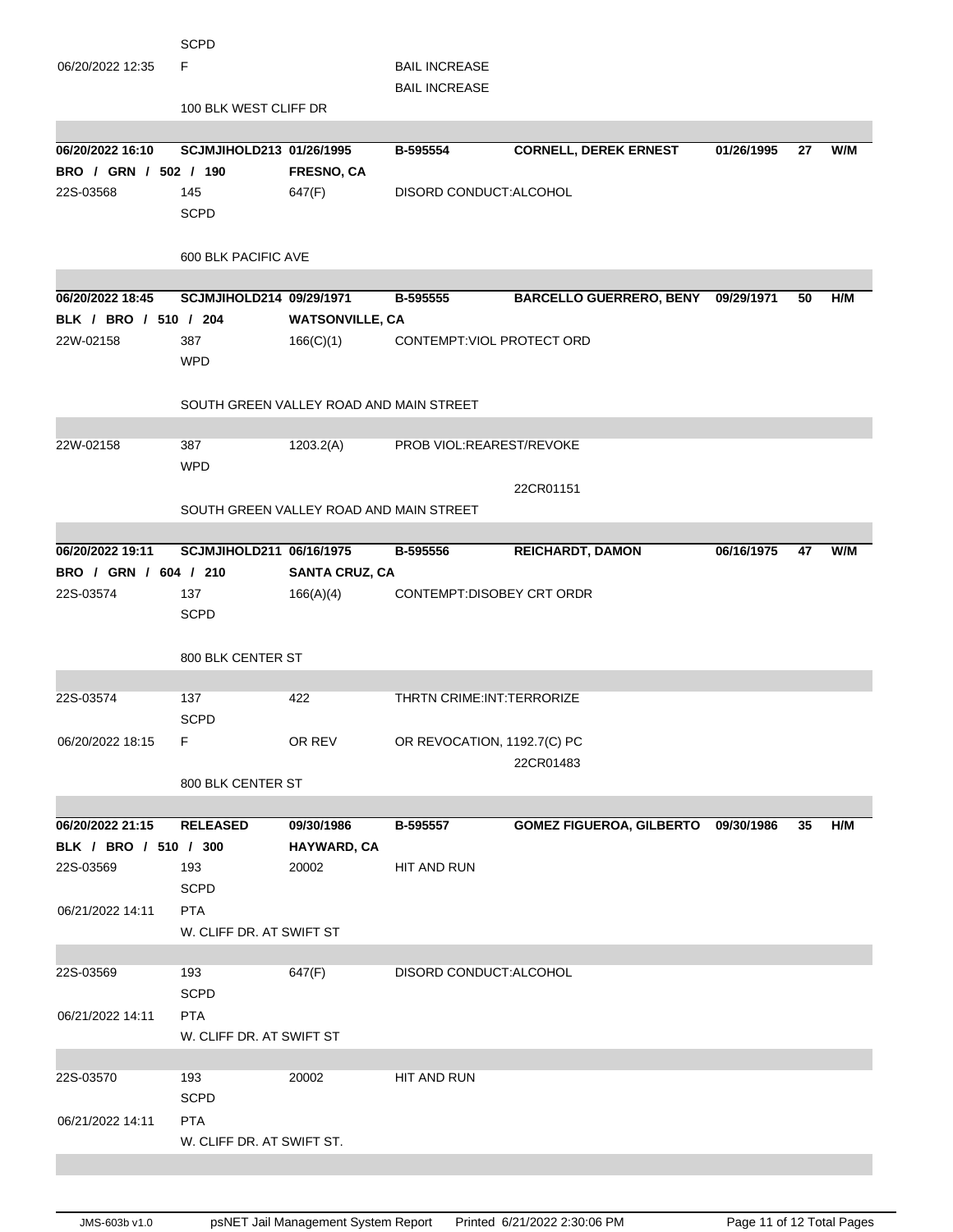| | | | | | | | |
|---|---|---|---|---|---|---|---|
| | SCPD | | | | | | |
| 06/20/2022 12:35 | F | | BAIL INCREASE | | | | |
| | | | BAIL INCREASE | | | | |
| | 100 BLK WEST CLIFF DR | | | | | | |
| **06/20/2022 16:10** | **SCJMJIHOLD213** | **01/26/1995** | **B-595554** | **CORNELL, DEREK ERNEST** | **01/26/1995** | **27** | **W/M** |
| **BRO / GRN / 502 / 190** | | **FRESNO, CA** | | | | | |
| 22S-03568 | 145 | 647(F) | DISORD CONDUCT:ALCOHOL | | | | |
| | SCPD | | | | | | |
| | 600 BLK PACIFIC AVE | | | | | | |
| **06/20/2022 18:45** | **SCJMJIHOLD214** | **09/29/1971** | **B-595555** | **BARCELLO GUERRERO, BENY** | **09/29/1971** | **50** | **H/M** |
| **BLK / BRO / 510 / 204** | | **WATSONVILLE, CA** | | | | | |
| 22W-02158 | 387 | 166(C)(1) | CONTEMPT:VIOL PROTECT ORD | | | | |
| | WPD | | | | | | |
| | SOUTH GREEN VALLEY ROAD AND MAIN STREET | | | | | | |
| 22W-02158 | 387 | 1203.2(A) | PROB VIOL:REAREST/REVOKE | | | | |
| | WPD | | | | | | |
| | | | | 22CR01151 | | | |
| | SOUTH GREEN VALLEY ROAD AND MAIN STREET | | | | | | |
| **06/20/2022 19:11** | **SCJMJIHOLD211** | **06/16/1975** | **B-595556** | **REICHARDT, DAMON** | **06/16/1975** | **47** | **W/M** |
| **BRO / GRN / 604 / 210** | | **SANTA CRUZ, CA** | | | | | |
| 22S-03574 | 137 | 166(A)(4) | CONTEMPT:DISOBEY CRT ORDR | | | | |
| | SCPD | | | | | | |
| | 800 BLK CENTER ST | | | | | | |
| 22S-03574 | 137 | 422 | THRTN CRIME:INT:TERRORIZE | | | | |
| | SCPD | | | | | | |
| 06/20/2022 18:15 | F | OR REV | OR REVOCATION, 1192.7(C) PC | | | | |
| | | | | 22CR01483 | | | |
| | 800 BLK CENTER ST | | | | | | |
| **06/20/2022 21:15** | **RELEASED** | **09/30/1986** | **B-595557** | **GOMEZ FIGUEROA, GILBERTO** | **09/30/1986** | **35** | **H/M** |
| **BLK / BRO / 510 / 300** | | **HAYWARD, CA** | | | | | |
| 22S-03569 | 193 | 20002 | HIT AND RUN | | | | |
| | SCPD | | | | | | |
| 06/21/2022 14:11 | PTA | | | | | | |
| | W. CLIFF DR. AT SWIFT ST | | | | | | |
| 22S-03569 | 193 | 647(F) | DISORD CONDUCT:ALCOHOL | | | | |
| | SCPD | | | | | | |
| 06/21/2022 14:11 | PTA | | | | | | |
| | W. CLIFF DR. AT SWIFT ST | | | | | | |
| 22S-03570 | 193 | 20002 | HIT AND RUN | | | | |
| | SCPD | | | | | | |
| 06/21/2022 14:11 | PTA | | | | | | |
| | W. CLIFF DR. AT SWIFT ST. | | | | | | |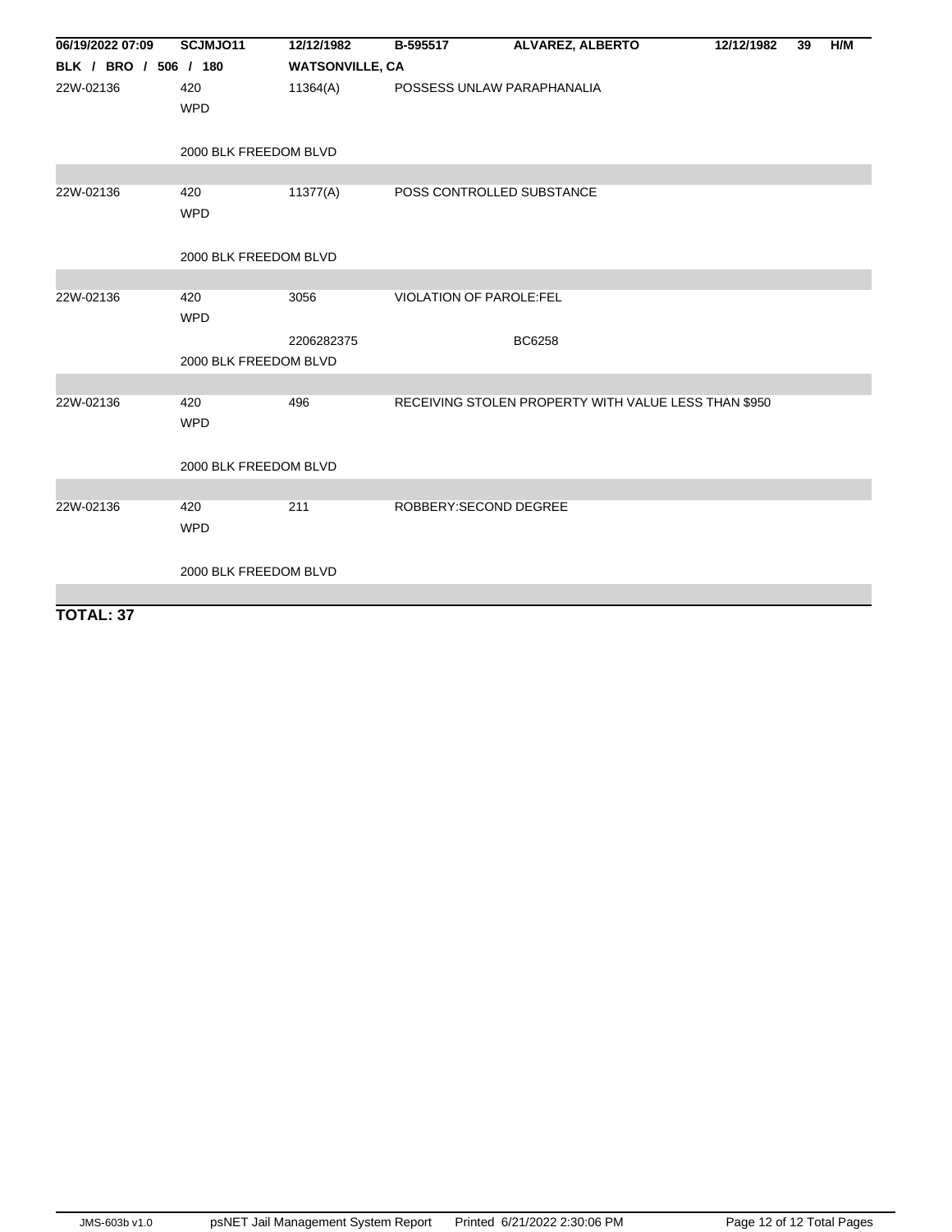| 06/19/2022 07:09 | SCJMJO11 | 12/12/1982 | B-595517 | ALVAREZ, ALBERTO | 12/12/1982 | 39 | H/M |
|---|---|---|---|---|---|---|---|
| BLK / BRO / 506 / 180 | | WATSONVILLE, CA | | | | | |
| 22W-02136 | 420<br>WPD<br><br>2000 BLK FREEDOM BLVD | 11364(A) | POSSESS UNLAW PARAPHANALIA | | | | |
| 22W-02136 | 420<br>WPD<br><br>2000 BLK FREEDOM BLVD | 11377(A) | POSS CONTROLLED SUBSTANCE | | | | |
| 22W-02136 | 420<br>WPD<br><br>2000 BLK FREEDOM BLVD | 3056<br><br>2206282375 | VIOLATION OF PAROLE:FEL<br><br>BC6258 | | | | |
| 22W-02136 | 420<br>WPD<br><br>2000 BLK FREEDOM BLVD | 496 | RECEIVING STOLEN PROPERTY WITH VALUE LESS THAN $950 | | | | |
| 22W-02136 | 420<br>WPD<br><br>2000 BLK FREEDOM BLVD | 211 | ROBBERY:SECOND DEGREE | | | | |

**TOTAL: 37**

JMS-603b v1.0 psNET Jail Management System Report Printed 6/21/2022 2:30:06 PM